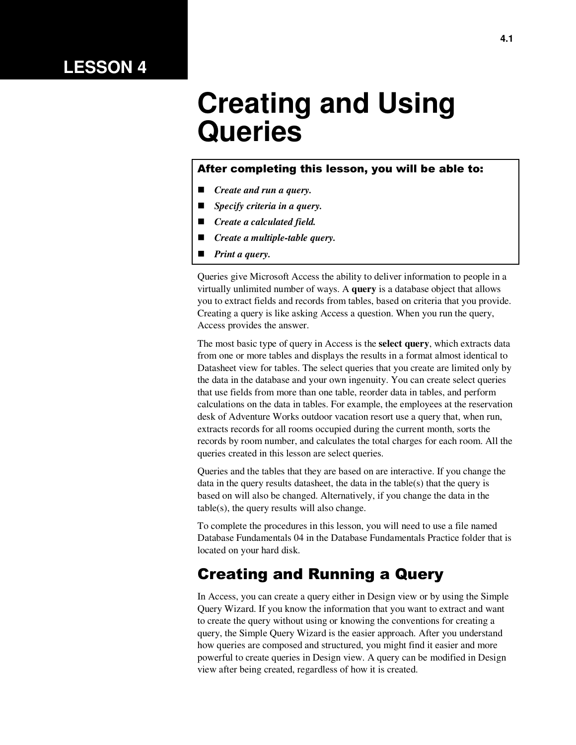# LESSON 4

# Creating and Using Queries

**After completing this lesson, you will be able to:**

- ***Create and run a query.***
- ***Specify criteria in a query.***
- ***Create a calculated field.***
- ***Create a multiple-table query.***
- ***Print a query.***

Queries give Microsoft Access the ability to deliver information to people in a virtually unlimited number of ways. A **query** is a database object that allows you to extract fields and records from tables, based on criteria that you provide. Creating a query is like asking Access a question. When you run the query, Access provides the answer.

The most basic type of query in Access is the **select query**, which extracts data from one or more tables and displays the results in a format almost identical to Datasheet view for tables. The select queries that you create are limited only by the data in the database and your own ingenuity. You can create select queries that use fields from more than one table, reorder data in tables, and perform calculations on the data in tables. For example, the employees at the reservation desk of Adventure Works outdoor vacation resort use a query that, when run, extracts records for all rooms occupied during the current month, sorts the records by room number, and calculates the total charges for each room. All the queries created in this lesson are select queries.

Queries and the tables that they are based on are interactive. If you change the data in the query results datasheet, the data in the table(s) that the query is based on will also be changed. Alternatively, if you change the data in the table(s), the query results will also change.

To complete the procedures in this lesson, you will need to use a file named Database Fundamentals 04 in the Database Fundamentals Practice folder that is located on your hard disk.

## Creating and Running a Query

In Access, you can create a query either in Design view or by using the Simple Query Wizard. If you know the information that you want to extract and want to create the query without using or knowing the conventions for creating a query, the Simple Query Wizard is the easier approach. After you understand how queries are composed and structured, you might find it easier and more powerful to create queries in Design view. A query can be modified in Design view after being created, regardless of how it is created.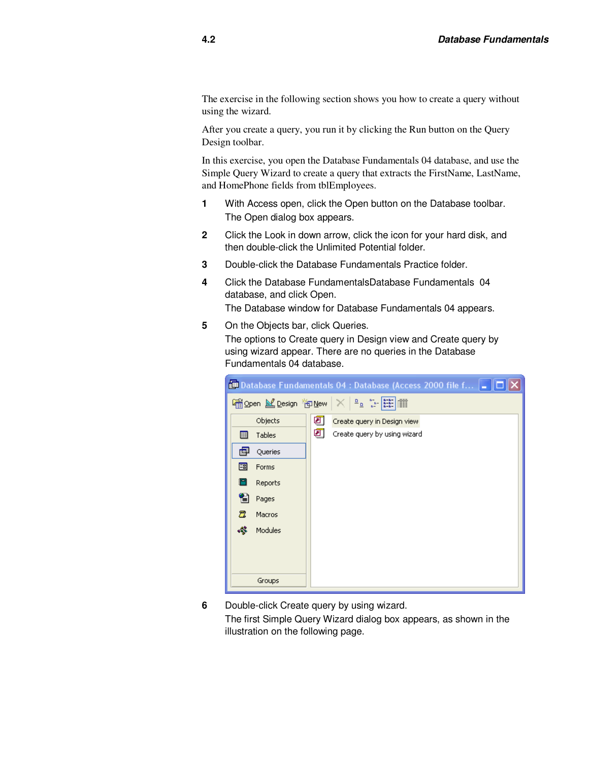The exercise in the following section shows you how to create a query without using the wizard.

After you create a query, you run it by clicking the Run button on the Query Design toolbar.

In this exercise, you open the Database Fundamentals 04 database, and use the Simple Query Wizard to create a query that extracts the FirstName, LastName, and HomePhone fields from tblEmployees.

1. With Access open, click the Open button on the Database toolbar.
   The Open dialog box appears.
2. Click the Look in down arrow, click the icon for your hard disk, and then double-click the Unlimited Potential folder.
3. Double-click the Database Fundamentals Practice folder.
4. Click the Database FundamentalsDatabase Fundamentals 04 database, and click Open.
   The Database window for Database Fundamentals 04 appears.
5. On the Objects bar, click Queries.
   The options to Create query in Design view and Create query by using wizard appear. There are no queries in the Database Fundamentals 04 database.
6. Double-click Create query by using wizard.
   The first Simple Query Wizard dialog box appears, as shown in the illustration on the following page.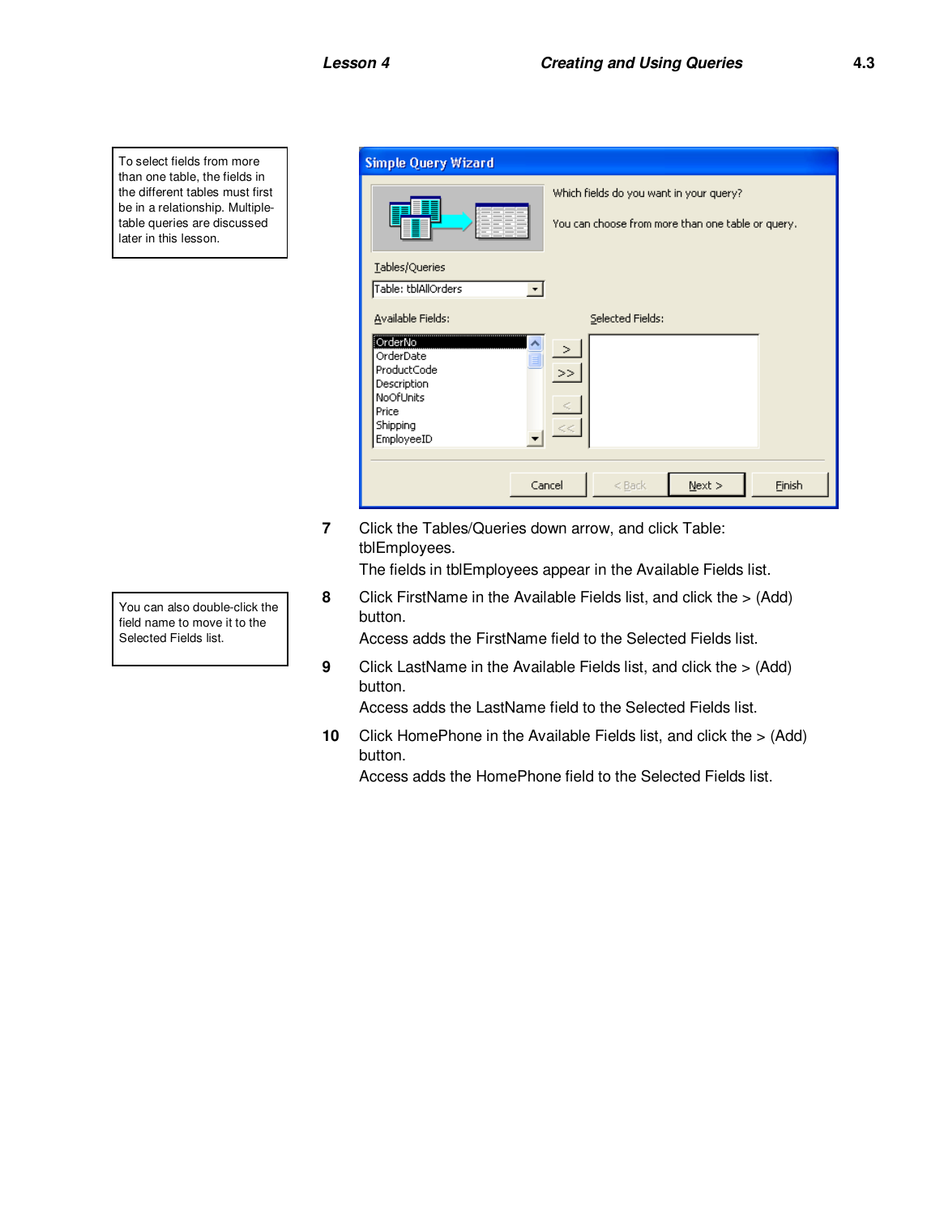To select fields from more than one table, the fields in the different tables must first be in a relationship. Multiple-table queries are discussed later in this lesson.

7 Click the Tables/Queries down arrow, and click Table: tblEmployees.
The fields in tblEmployees appear in the Available Fields list.

You can also double-click the field name to move it to the Selected Fields list.

8 Click FirstName in the Available Fields list, and click the > (Add) button.
Access adds the FirstName field to the Selected Fields list.

9 Click LastName in the Available Fields list, and click the > (Add) button.
Access adds the LastName field to the Selected Fields list.

10 Click HomePhone in the Available Fields list, and click the > (Add) button.
Access adds the HomePhone field to the Selected Fields list.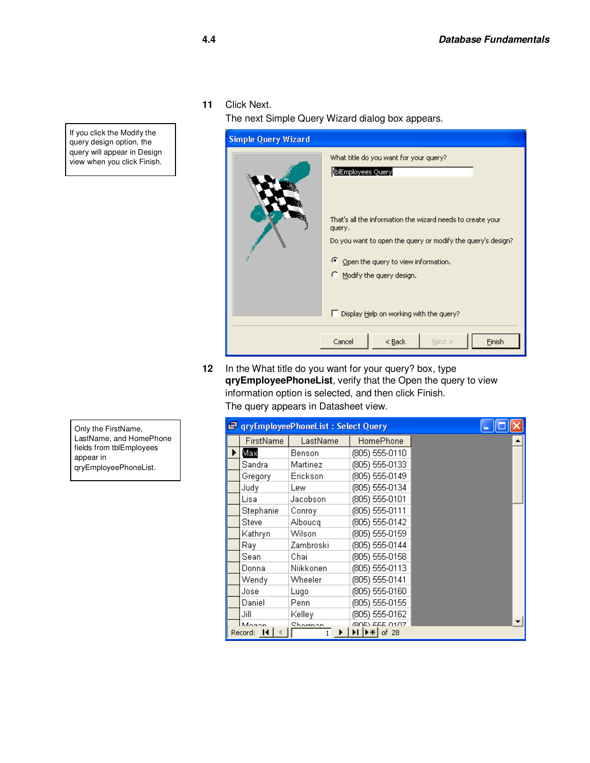**11** Click Next.

The next Simple Query Wizard dialog box appears.

> If you click the Modify the query design option, the query will appear in Design view when you click Finish.

**12** In the What title do you want for your query? box, type **qryEmployeePhoneList**, verify that the Open the query to view information option is selected, and then click Finish.

The query appears in Datasheet view.

> Only the FirstName, LastName, and HomePhone fields from tblEmployees appear in qryEmployeePhoneList.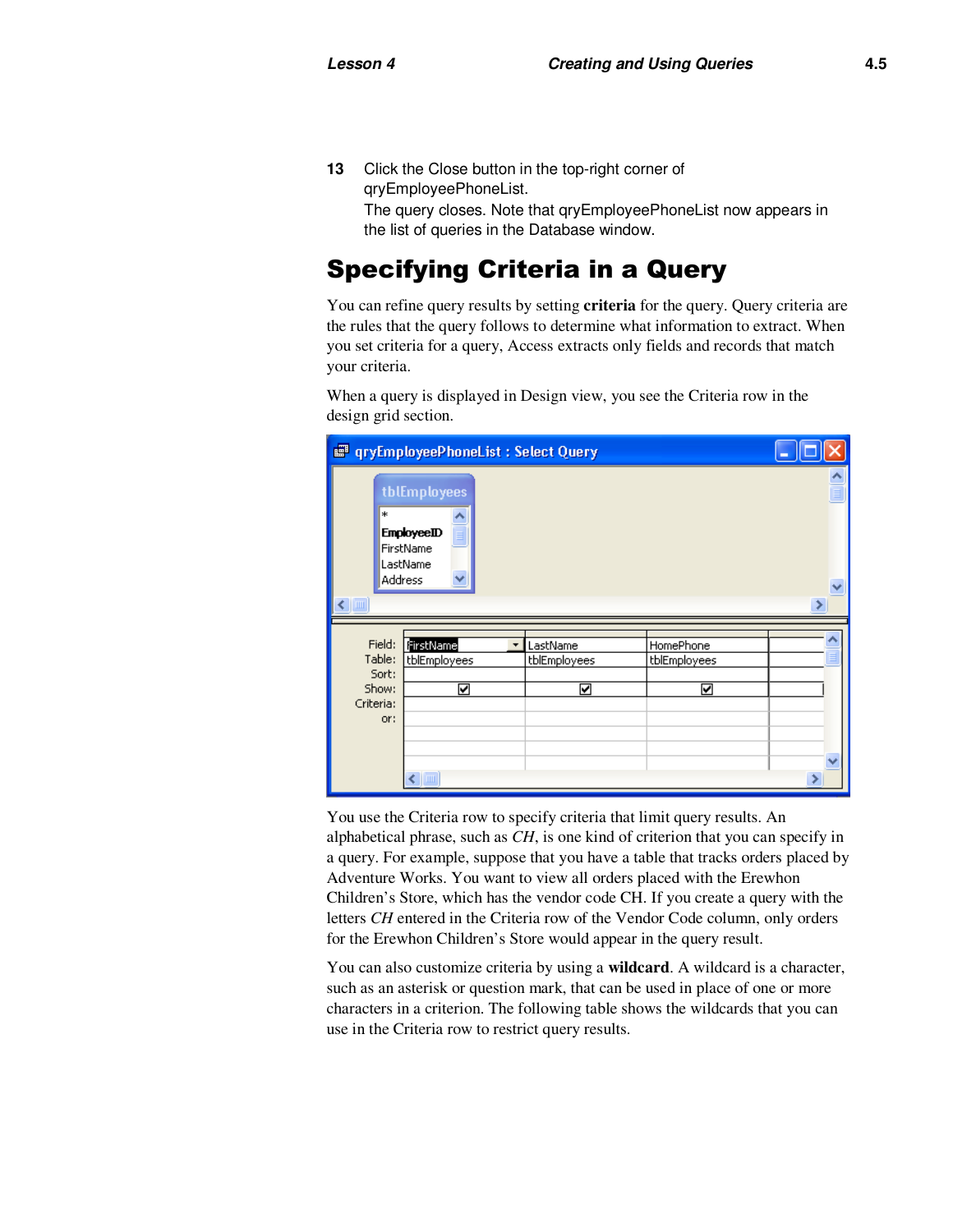**13** Click the Close button in the top-right corner of qryEmployeePhoneList.
The query closes. Note that qryEmployeePhoneList now appears in the list of queries in the Database window.

# Specifying Criteria in a Query

You can refine query results by setting **criteria** for the query. Query criteria are the rules that the query follows to determine what information to extract. When you set criteria for a query, Access extracts only fields and records that match your criteria.

When a query is displayed in Design view, you see the Criteria row in the design grid section.

You use the Criteria row to specify criteria that limit query results. An alphabetical phrase, such as *CH*, is one kind of criterion that you can specify in a query. For example, suppose that you have a table that tracks orders placed by Adventure Works. You want to view all orders placed with the Erewhon Children's Store, which has the vendor code CH. If you create a query with the letters *CH* entered in the Criteria row of the Vendor Code column, only orders for the Erewhon Children's Store would appear in the query result.

You can also customize criteria by using a **wildcard**. A wildcard is a character, such as an asterisk or question mark, that can be used in place of one or more characters in a criterion. The following table shows the wildcards that you can use in the Criteria row to restrict query results.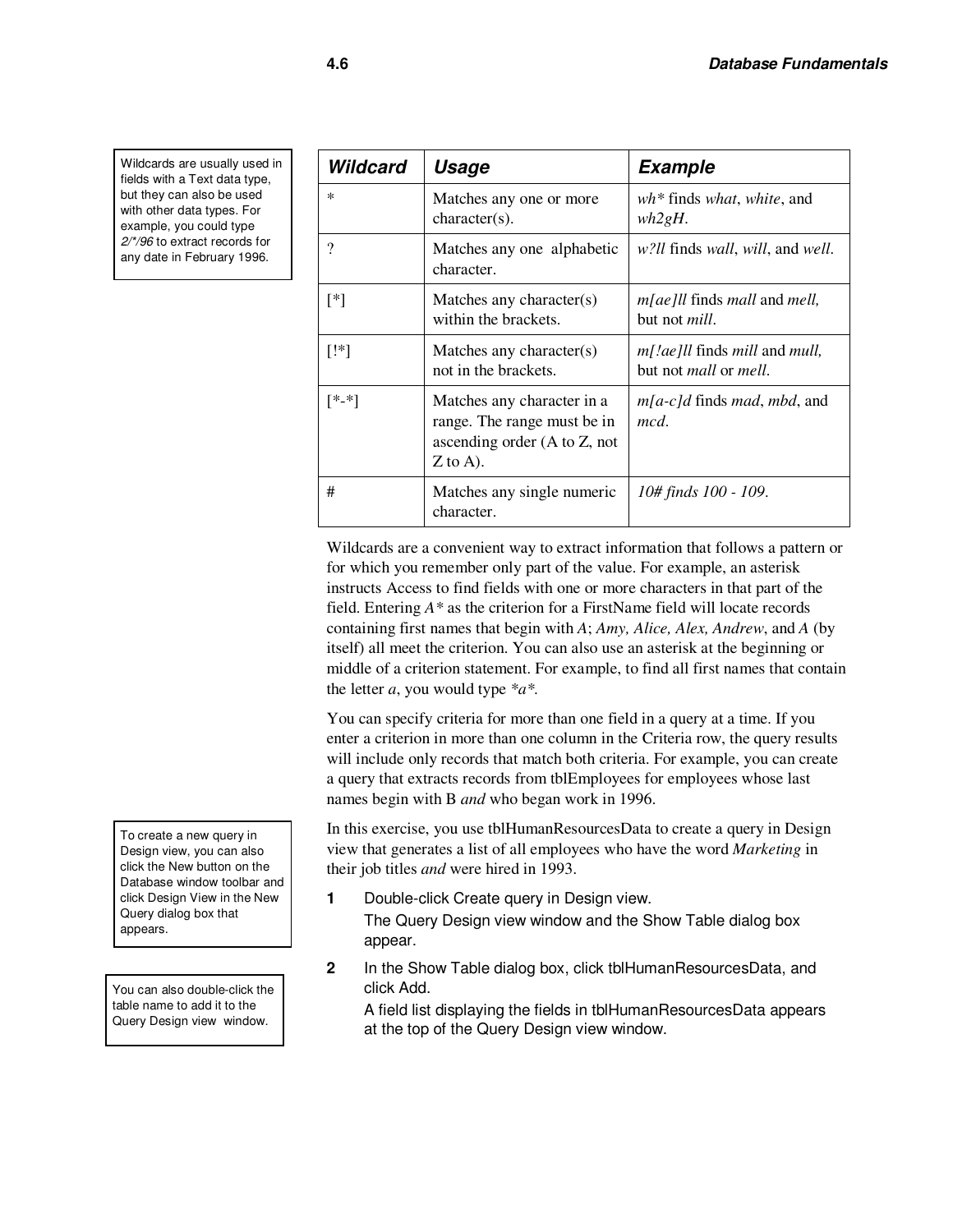> Wildcards are usually used in fields with a Text data type, but they can also be used with other data types. For example, you could type *2/*/96* to extract records for any date in February 1996.

| Wildcard | Usage | Example |
|---|---|---|
| * | Matches any one or more character(s). | *wh** finds *what*, *white*, and *wh2gH*. |
| ? | Matches any one alphabetic character. | *w?ll* finds *wall*, *will*, and *well*. |
| [*] | Matches any character(s) within the brackets. | *m[ae]ll* finds *mall* and *mell,* but not *mill*. |
| [!*] | Matches any character(s) not in the brackets. | *m[!ae]ll* finds *mill* and *mull,* but not *mall* or *mell*. |
| [*-*] | Matches any character in a range. The range must be in ascending order (A to Z, not Z to A). | *m[a-c]d* finds *mad*, *mbd*, and *mcd*. |
| # | Matches any single numeric character. | *10# finds 100 - 109*. |

Wildcards are a convenient way to extract information that follows a pattern or for which you remember only part of the value. For example, an asterisk instructs Access to find fields with one or more characters in that part of the field. Entering *A** as the criterion for a FirstName field will locate records containing first names that begin with *A*; *Amy, Alice, Alex, Andrew*, and *A* (by itself) all meet the criterion. You can also use an asterisk at the beginning or middle of a criterion statement. For example, to find all first names that contain the letter *a*, you would type *\*a\**.

You can specify criteria for more than one field in a query at a time. If you enter a criterion in more than one column in the Criteria row, the query results will include only records that match both criteria. For example, you can create a query that extracts records from tblEmployees for employees whose last names begin with B *and* who began work in 1996.

> To create a new query in Design view, you can also click the New button on the Database window toolbar and click Design View in the New Query dialog box that appears.

In this exercise, you use tblHumanResourcesData to create a query in Design view that generates a list of all employees who have the word *Marketing* in their job titles *and* were hired in 1993.

> You can also double-click the table name to add it to the Query Design view window.

**1** Double-click Create query in Design view.

The Query Design view window and the Show Table dialog box appear.

**2** In the Show Table dialog box, click tblHumanResourcesData, and click Add.

A field list displaying the fields in tblHumanResourcesData appears at the top of the Query Design view window.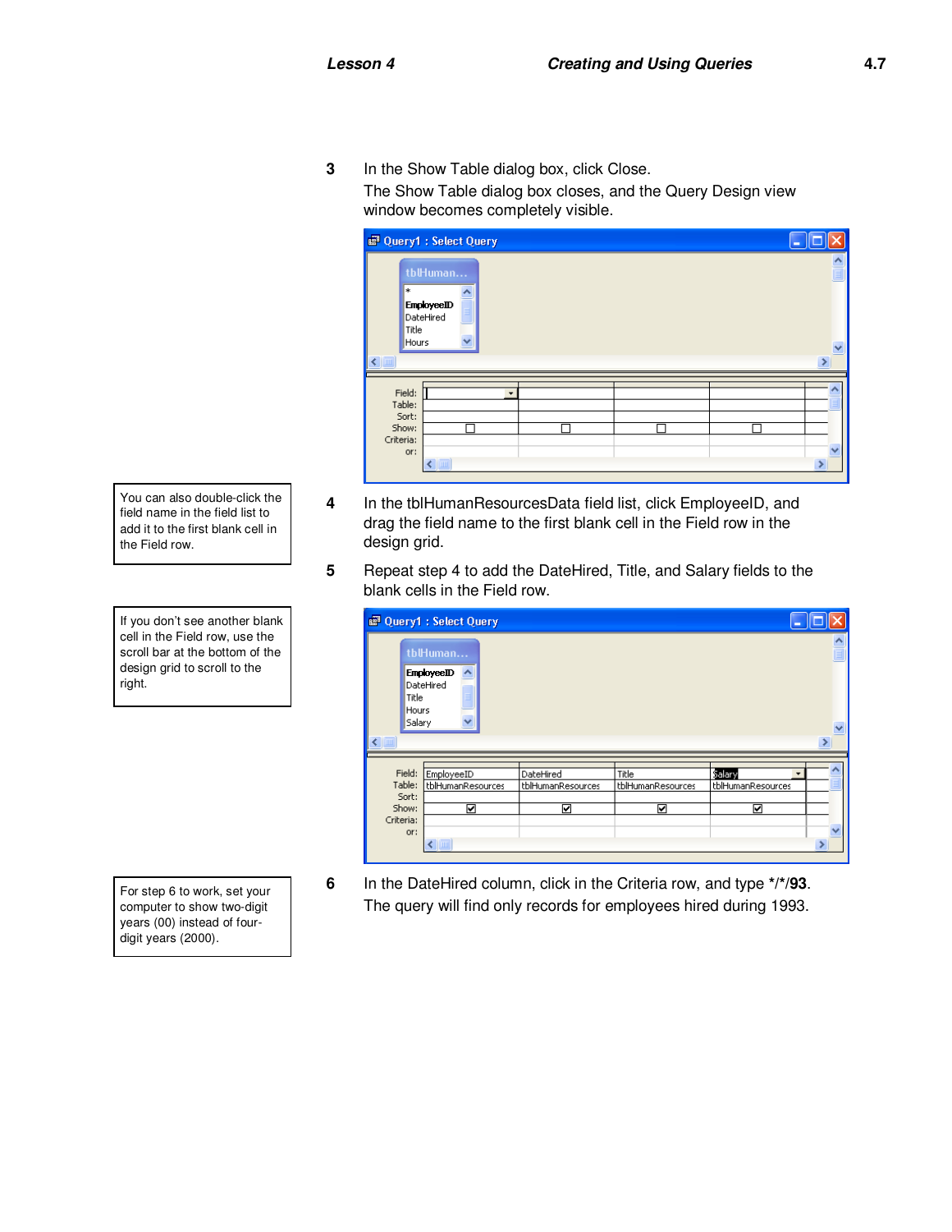3 In the Show Table dialog box, click Close.

The Show Table dialog box closes, and the Query Design view window becomes completely visible.

> You can also double-click the field name in the field list to add it to the first blank cell in the Field row.

4 In the tblHumanResourcesData field list, click EmployeeID, and drag the field name to the first blank cell in the Field row in the design grid.

> If you don't see another blank cell in the Field row, use the scroll bar at the bottom of the design grid to scroll to the right.

5 Repeat step 4 to add the DateHired, Title, and Salary fields to the blank cells in the Field row.

> For step 6 to work, set your computer to show two-digit years (00) instead of four-digit years (2000).

6 In the DateHired column, click in the Criteria row, and type */*/**93**.

The query will find only records for employees hired during 1993.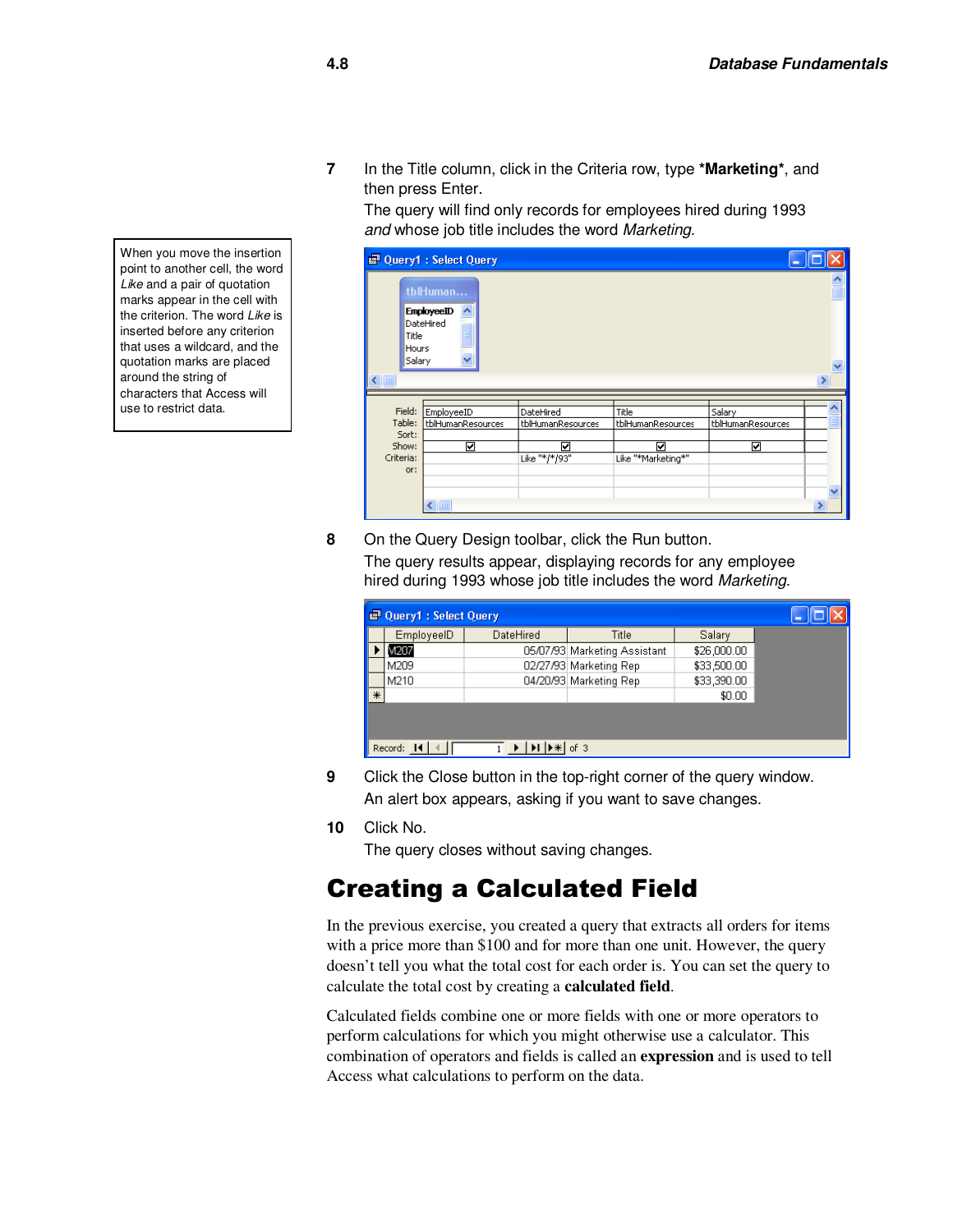7 In the Title column, click in the Criteria row, type ***Marketing***, and then press Enter.
The query will find only records for employees hired during 1993 *and* whose job title includes the word *Marketing*.

When you move the insertion point to another cell, the word *Like* and a pair of quotation marks appear in the cell with the criterion. The word *Like* is inserted before any criterion that uses a wildcard, and the quotation marks are placed around the string of characters that Access will use to restrict data.

8 On the Query Design toolbar, click the Run button.
The query results appear, displaying records for any employee hired during 1993 whose job title includes the word *Marketing*.

| EmployeeID | DateHired | Title | Salary |
|---|---|---|---|
| M207 | 05/07/93 | Marketing Assistant | $26,000.00 |
| M209 | 02/27/93 | Marketing Rep | $33,500.00 |
| M210 | 04/20/93 | Marketing Rep | $33,390.00 |
| | | | $0.00 |

9 Click the Close button in the top-right corner of the query window.
An alert box appears, asking if you want to save changes.

10 Click No.
The query closes without saving changes.

# Creating a Calculated Field

In the previous exercise, you created a query that extracts all orders for items with a price more than $100 and for more than one unit. However, the query doesn't tell you what the total cost for each order is. You can set the query to calculate the total cost by creating a **calculated field**.

Calculated fields combine one or more fields with one or more operators to perform calculations for which you might otherwise use a calculator. This combination of operators and fields is called an **expression** and is used to tell Access what calculations to perform on the data.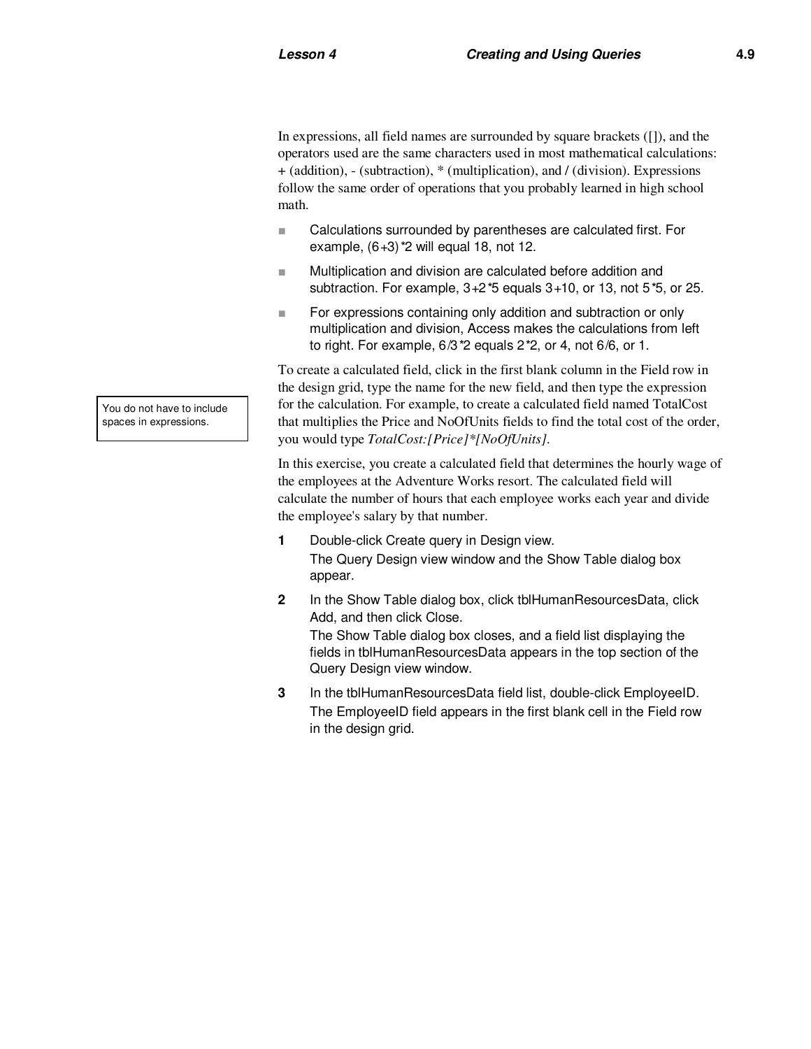In expressions, all field names are surrounded by square brackets ([]), and the operators used are the same characters used in most mathematical calculations: + (addition), - (subtraction), * (multiplication), and / (division). Expressions follow the same order of operations that you probably learned in high school math.

- Calculations surrounded by parentheses are calculated first. For example, (6+3)*2 will equal 18, not 12.
- Multiplication and division are calculated before addition and subtraction. For example, 3+2*5 equals 3+10, or 13, not 5*5, or 25.
- For expressions containing only addition and subtraction or only multiplication and division, Access makes the calculations from left to right. For example, 6/3*2 equals 2*2, or 4, not 6/6, or 1.

To create a calculated field, click in the first blank column in the Field row in the design grid, type the name for the new field, and then type the expression for the calculation. For example, to create a calculated field named TotalCost that multiplies the Price and NoOfUnits fields to find the total cost of the order, you would type *TotalCost:[Price]*[NoOfUnits]*.

> You do not have to include spaces in expressions.

In this exercise, you create a calculated field that determines the hourly wage of the employees at the Adventure Works resort. The calculated field will calculate the number of hours that each employee works each year and divide the employee's salary by that number.

1. Double-click Create query in Design view.
   The Query Design view window and the Show Table dialog box appear.
2. In the Show Table dialog box, click tblHumanResourcesData, click Add, and then click Close.
   The Show Table dialog box closes, and a field list displaying the fields in tblHumanResourcesData appears in the top section of the Query Design view window.
3. In the tblHumanResourcesData field list, double-click EmployeeID.
   The EmployeeID field appears in the first blank cell in the Field row in the design grid.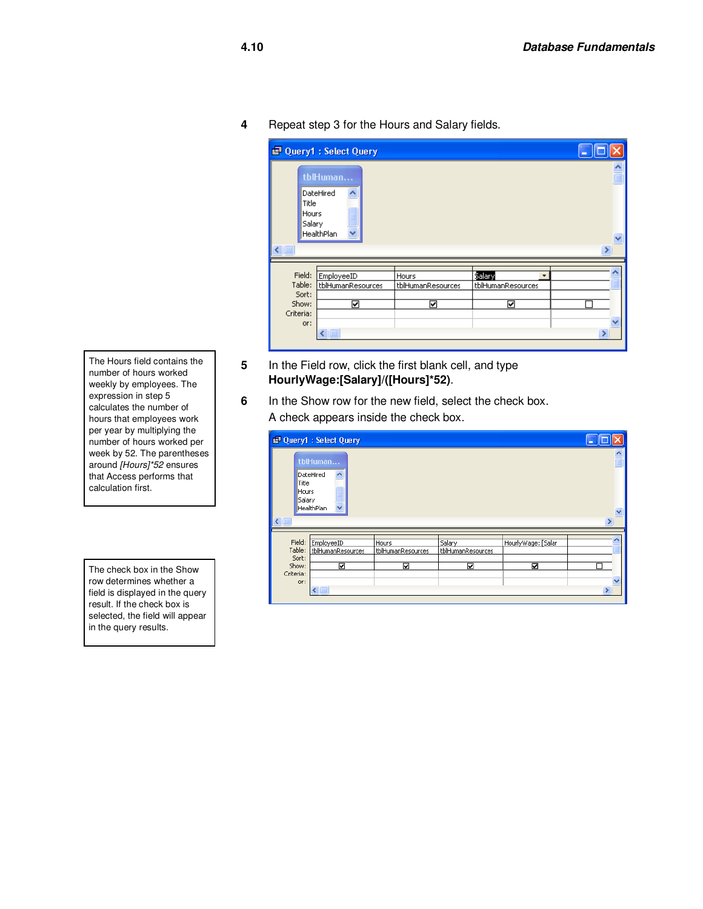4 Repeat step 3 for the Hours and Salary fields.

> The Hours field contains the number of hours worked weekly by employees. The expression in step 5 calculates the number of hours that employees work per year by multiplying the number of hours worked per week by 52. The parentheses around *[Hours]*52* ensures that Access performs that calculation first.

5 In the Field row, click the first blank cell, and type **HourlyWage:[Salary]/([Hours]*52)**.

6 In the Show row for the new field, select the check box.

A check appears inside the check box.

> The check box in the Show row determines whether a field is displayed in the query result. If the check box is selected, the field will appear in the query results.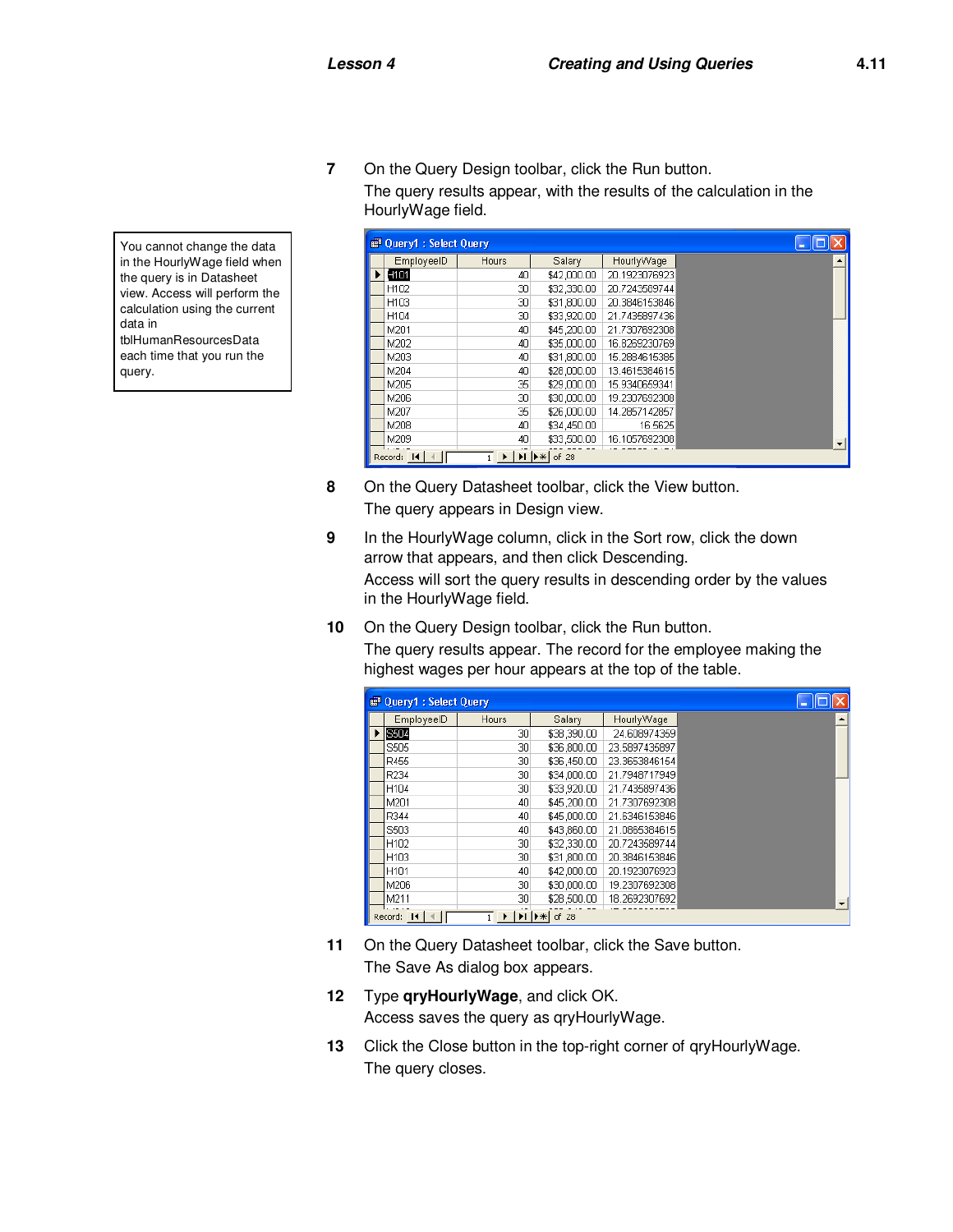7 On the Query Design toolbar, click the Run button.

The query results appear, with the results of the calculation in the HourlyWage field.

> You cannot change the data in the HourlyWage field when the query is in Datasheet view. Access will perform the calculation using the current data in tblHumanResourcesData each time that you run the query.

Query1 : Select Query

| EmployeeID | Hours | Salary | HourlyWage |
|---|---|---|---|
| H101 | 40 | $42,000.00 | 20.1923076923 |
| H102 | 30 | $32,330.00 | 20.7243589744 |
| H103 | 30 | $31,800.00 | 20.3846153846 |
| H104 | 30 | $33,920.00 | 21.7435897436 |
| M201 | 40 | $45,200.00 | 21.7307692308 |
| M202 | 40 | $35,000.00 | 16.8269230769 |
| M203 | 40 | $31,800.00 | 15.2884615385 |
| M204 | 40 | $28,000.00 | 13.4615384615 |
| M205 | 35 | $29,000.00 | 15.9340659341 |
| M206 | 30 | $30,000.00 | 19.2307692308 |
| M207 | 35 | $26,000.00 | 14.2857142857 |
| M208 | 40 | $34,450.00 | 16.5625 |
| M209 | 40 | $33,500.00 | 16.1057692308 |

Record: 1 of 28

8 On the Query Datasheet toolbar, click the View button.

The query appears in Design view.

9 In the HourlyWage column, click in the Sort row, click the down arrow that appears, and then click Descending.

Access will sort the query results in descending order by the values in the HourlyWage field.

10 On the Query Design toolbar, click the Run button.

The query results appear. The record for the employee making the highest wages per hour appears at the top of the table.

Query1 : Select Query

| EmployeeID | Hours | Salary | HourlyWage |
|---|---|---|---|
| S504 | 30 | $38,390.00 | 24.608974359 |
| S505 | 30 | $36,800.00 | 23.5897435897 |
| R455 | 30 | $36,450.00 | 23.3653846154 |
| R234 | 30 | $34,000.00 | 21.7948717949 |
| H104 | 30 | $33,920.00 | 21.7435897436 |
| M201 | 40 | $45,200.00 | 21.7307692308 |
| R344 | 40 | $45,000.00 | 21.6346153846 |
| S503 | 40 | $43,860.00 | 21.0865384615 |
| H102 | 30 | $32,330.00 | 20.7243589744 |
| H103 | 30 | $31,800.00 | 20.3846153846 |
| H101 | 40 | $42,000.00 | 20.1923076923 |
| M206 | 30 | $30,000.00 | 19.2307692308 |
| M211 | 30 | $28,500.00 | 18.2692307692 |

Record: 1 of 28

11 On the Query Datasheet toolbar, click the Save button.

The Save As dialog box appears.

12 Type **qryHourlyWage**, and click OK.

Access saves the query as qryHourlyWage.

13 Click the Close button in the top-right corner of qryHourlyWage.

The query closes.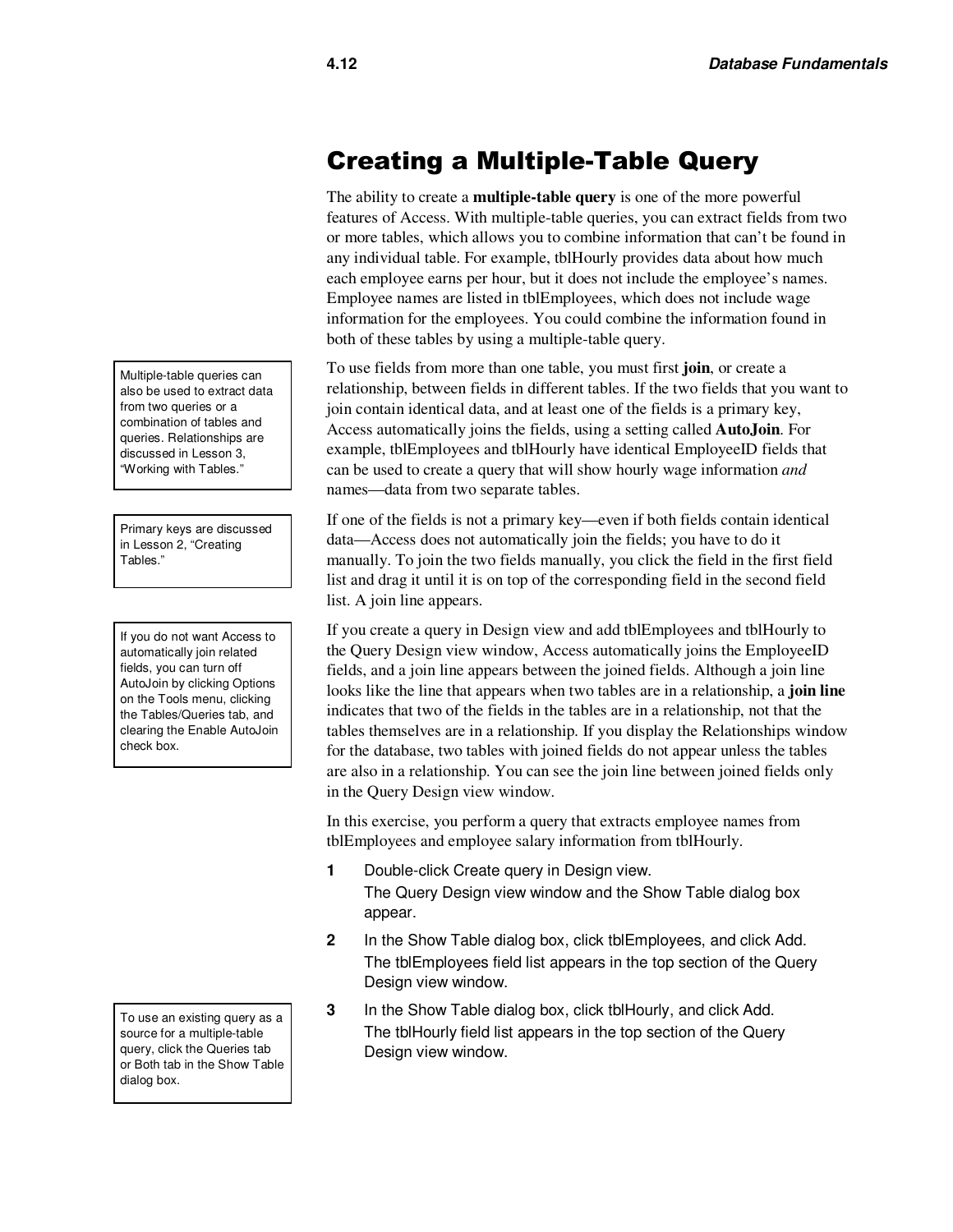## Creating a Multiple-Table Query

The ability to create a **multiple-table query** is one of the more powerful features of Access. With multiple-table queries, you can extract fields from two or more tables, which allows you to combine information that can't be found in any individual table. For example, tblHourly provides data about how much each employee earns per hour, but it does not include the employee's names. Employee names are listed in tblEmployees, which does not include wage information for the employees. You could combine the information found in both of these tables by using a multiple-table query.

> Multiple-table queries can also be used to extract data from two queries or a combination of tables and queries. Relationships are discussed in Lesson 3, "Working with Tables."

> Primary keys are discussed in Lesson 2, "Creating Tables."

To use fields from more than one table, you must first **join**, or create a relationship, between fields in different tables. If the two fields that you want to join contain identical data, and at least one of the fields is a primary key, Access automatically joins the fields, using a setting called **AutoJoin**. For example, tblEmployees and tblHourly have identical EmployeeID fields that can be used to create a query that will show hourly wage information *and* names—data from two separate tables.

If one of the fields is not a primary key—even if both fields contain identical data—Access does not automatically join the fields; you have to do it manually. To join the two fields manually, you click the field in the first field list and drag it until it is on top of the corresponding field in the second field list. A join line appears.

> If you do not want Access to automatically join related fields, you can turn off AutoJoin by clicking Options on the Tools menu, clicking the Tables/Queries tab, and clearing the Enable AutoJoin check box.

If you create a query in Design view and add tblEmployees and tblHourly to the Query Design view window, Access automatically joins the EmployeeID fields, and a join line appears between the joined fields. Although a join line looks like the line that appears when two tables are in a relationship, a **join line** indicates that two of the fields in the tables are in a relationship, not that the tables themselves are in a relationship. If you display the Relationships window for the database, two tables with joined fields do not appear unless the tables are also in a relationship. You can see the join line between joined fields only in the Query Design view window.

In this exercise, you perform a query that extracts employee names from tblEmployees and employee salary information from tblHourly.

1. Double-click Create query in Design view.
   The Query Design view window and the Show Table dialog box appear.
2. In the Show Table dialog box, click tblEmployees, and click Add.
   The tblEmployees field list appears in the top section of the Query Design view window.
3. In the Show Table dialog box, click tblHourly, and click Add.
   The tblHourly field list appears in the top section of the Query Design view window.

> To use an existing query as a source for a multiple-table query, click the Queries tab or Both tab in the Show Table dialog box.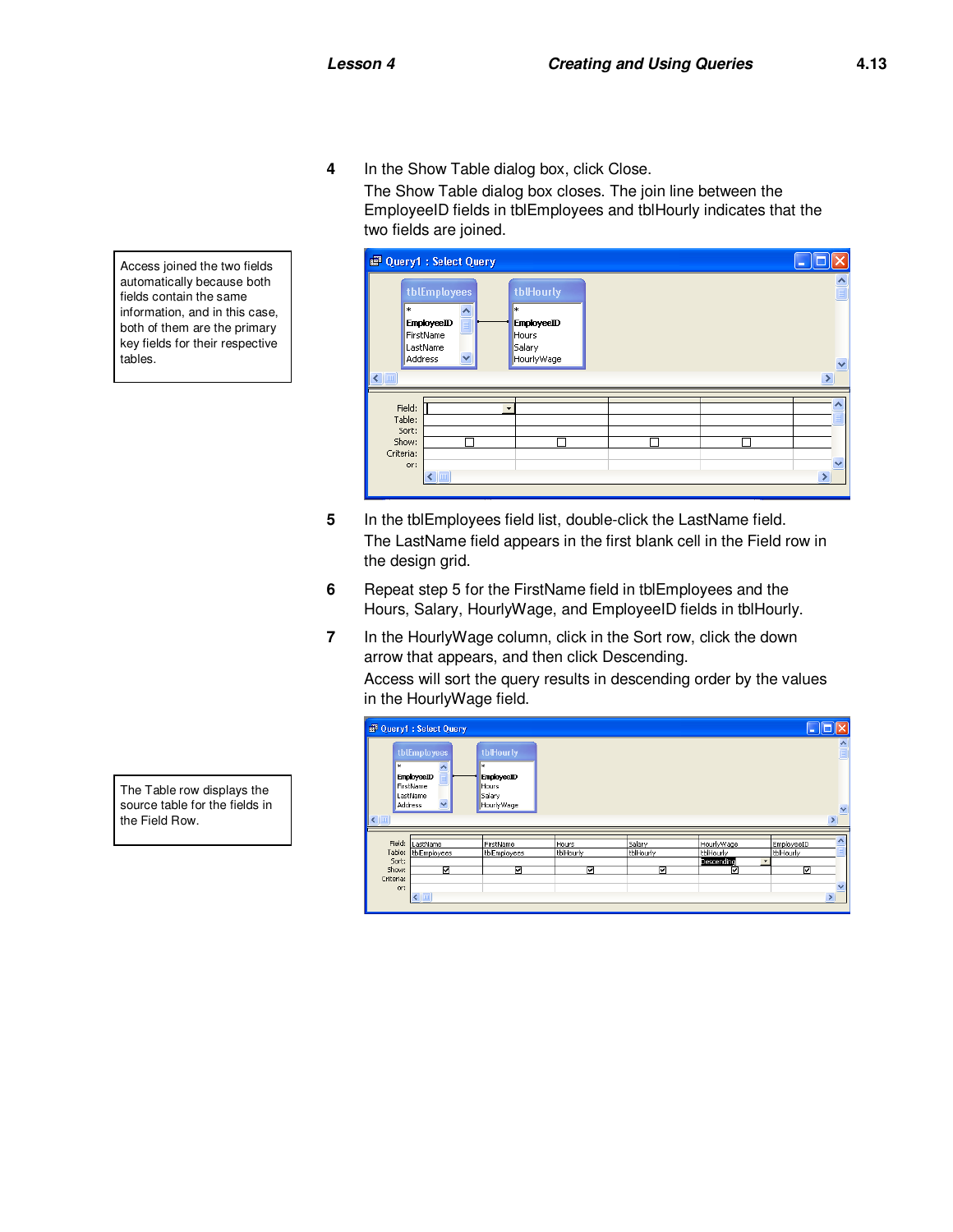4. In the Show Table dialog box, click Close.

   The Show Table dialog box closes. The join line between the EmployeeID fields in tblEmployees and tblHourly indicates that the two fields are joined.

> Access joined the two fields automatically because both fields contain the same information, and in this case, both of them are the primary key fields for their respective tables.

5. In the tblEmployees field list, double-click the LastName field.

   The LastName field appears in the first blank cell in the Field row in the design grid.

6. Repeat step 5 for the FirstName field in tblEmployees and the Hours, Salary, HourlyWage, and EmployeeID fields in tblHourly.

7. In the HourlyWage column, click in the Sort row, click the down arrow that appears, and then click Descending.

   Access will sort the query results in descending order by the values in the HourlyWage field.

> The Table row displays the source table for the fields in the Field Row.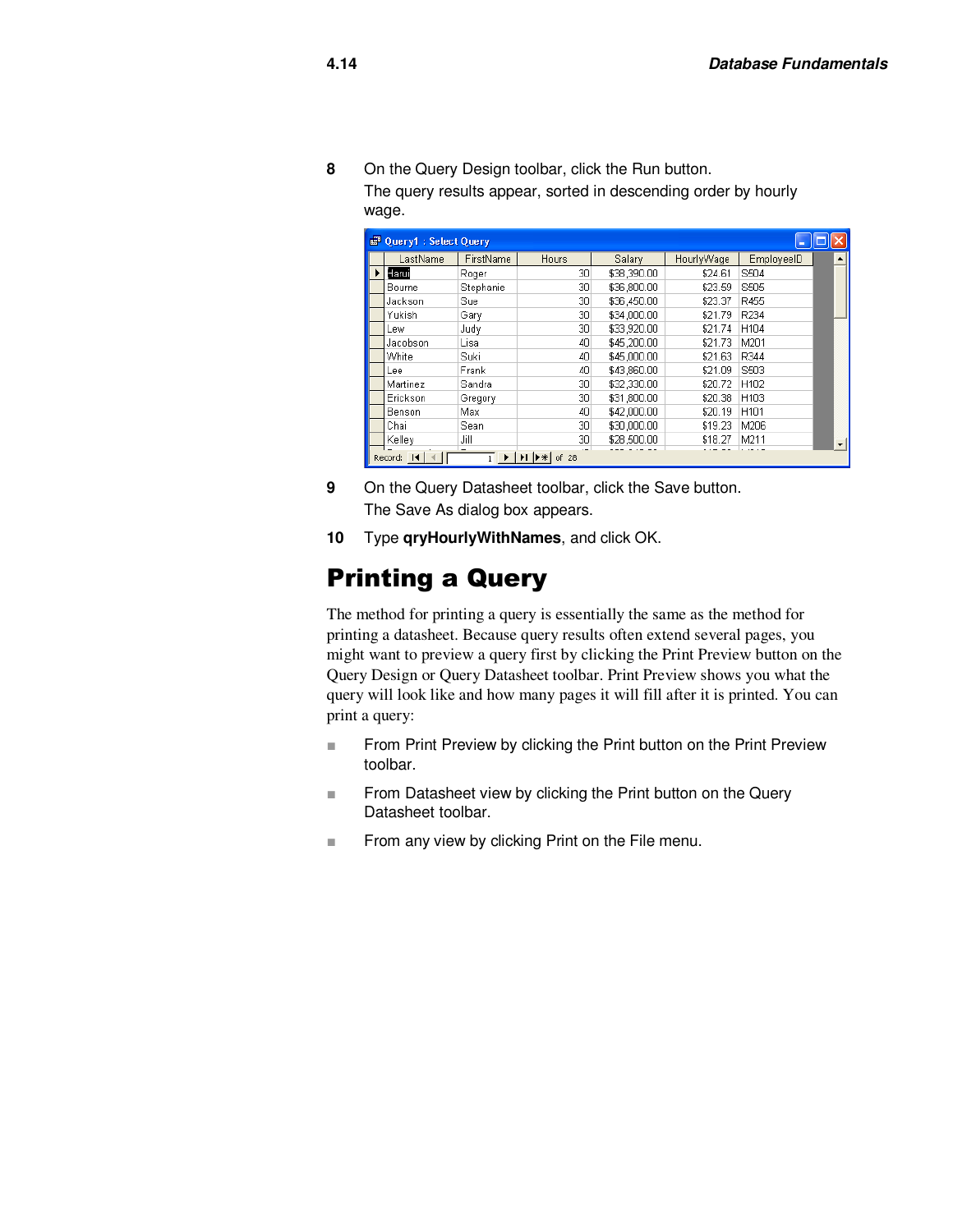**8** On the Query Design toolbar, click the Run button.

The query results appear, sorted in descending order by hourly wage.

Query1 : Select Query

| LastName | FirstName | Hours | Salary | HourlyWage | EmployeeID |
|---|---|---|---|---|---|
| Harui | Roger | 30 | $38,390.00 | $24.61 | S504 |
| Bourne | Stephanie | 30 | $36,800.00 | $23.59 | S505 |
| Jackson | Sue | 30 | $36,450.00 | $23.37 | R455 |
| Yukish | Gary | 30 | $34,000.00 | $21.79 | R234 |
| Lew | Judy | 30 | $33,920.00 | $21.74 | H104 |
| Jacobson | Lisa | 40 | $45,200.00 | $21.73 | M201 |
| White | Suki | 40 | $45,000.00 | $21.63 | R344 |
| Lee | Frank | 40 | $43,860.00 | $21.09 | S503 |
| Martinez | Sandra | 30 | $32,330.00 | $20.72 | H102 |
| Erickson | Gregory | 30 | $31,800.00 | $20.38 | H103 |
| Benson | Max | 40 | $42,000.00 | $20.19 | H101 |
| Chai | Sean | 30 | $30,000.00 | $19.23 | M206 |
| Kelley | Jill | 30 | $28,500.00 | $18.27 | M211 |

Record: 1 of 28

**9** On the Query Datasheet toolbar, click the Save button.

The Save As dialog box appears.

**10** Type **qryHourlyWithNames**, and click OK.

# Printing a Query

The method for printing a query is essentially the same as the method for printing a datasheet. Because query results often extend several pages, you might want to preview a query first by clicking the Print Preview button on the Query Design or Query Datasheet toolbar. Print Preview shows you what the query will look like and how many pages it will fill after it is printed. You can print a query:

- From Print Preview by clicking the Print button on the Print Preview toolbar.
- From Datasheet view by clicking the Print button on the Query Datasheet toolbar.
- From any view by clicking Print on the File menu.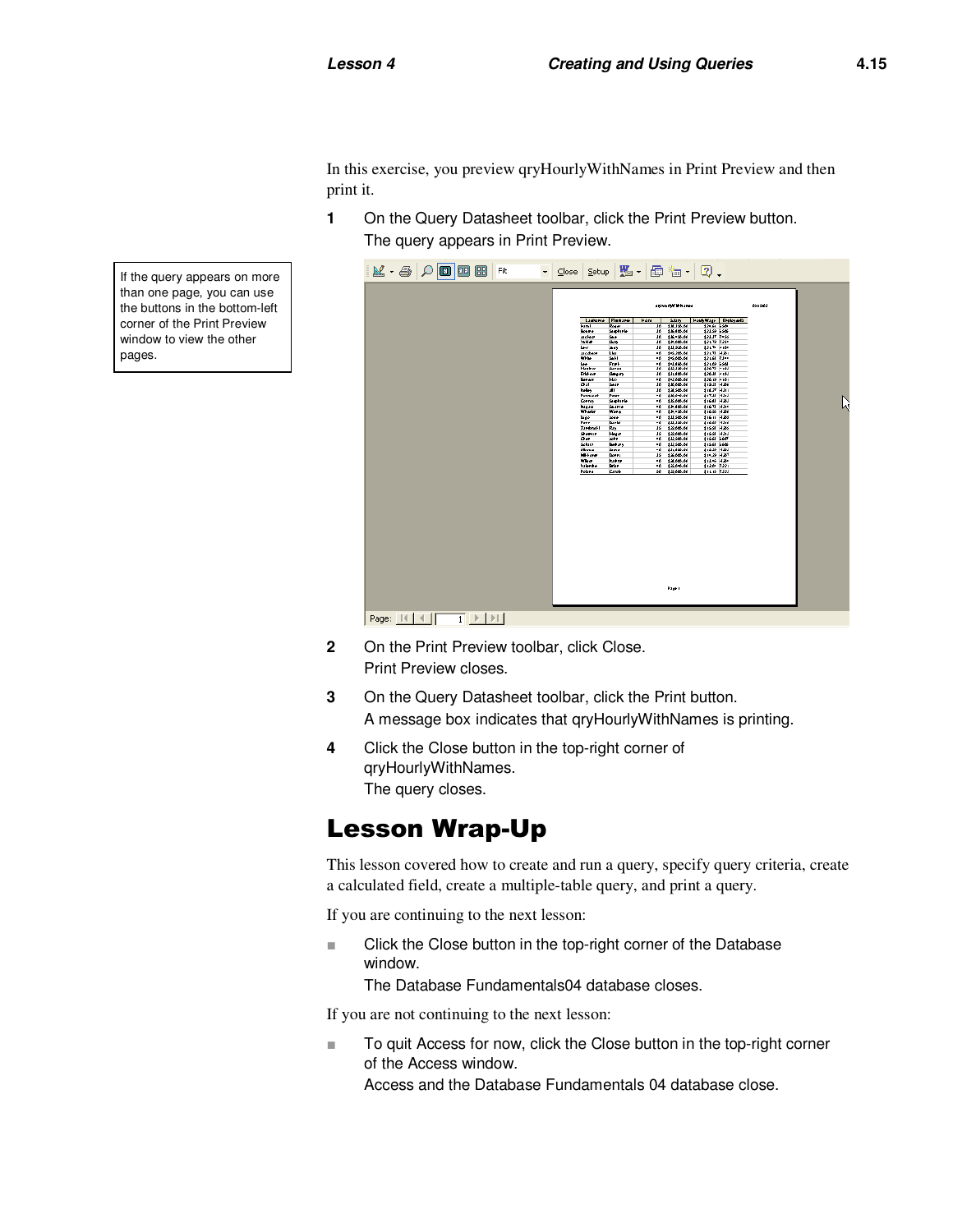In this exercise, you preview qryHourlyWithNames in Print Preview and then print it.

**1** On the Query Datasheet toolbar, click the Print Preview button.
The query appears in Print Preview.

> If the query appears on more than one page, you can use the buttons in the bottom-left corner of the Print Preview window to view the other pages.

**2** On the Print Preview toolbar, click Close.
Print Preview closes.

**3** On the Query Datasheet toolbar, click the Print button.
A message box indicates that qryHourlyWithNames is printing.

**4** Click the Close button in the top-right corner of qryHourlyWithNames.
The query closes.

# Lesson Wrap-Up

This lesson covered how to create and run a query, specify query criteria, create a calculated field, create a multiple-table query, and print a query.

If you are continuing to the next lesson:

- Click the Close button in the top-right corner of the Database window.
  The Database Fundamentals04 database closes.

If you are not continuing to the next lesson:

- To quit Access for now, click the Close button in the top-right corner of the Access window.
  Access and the Database Fundamentals 04 database close.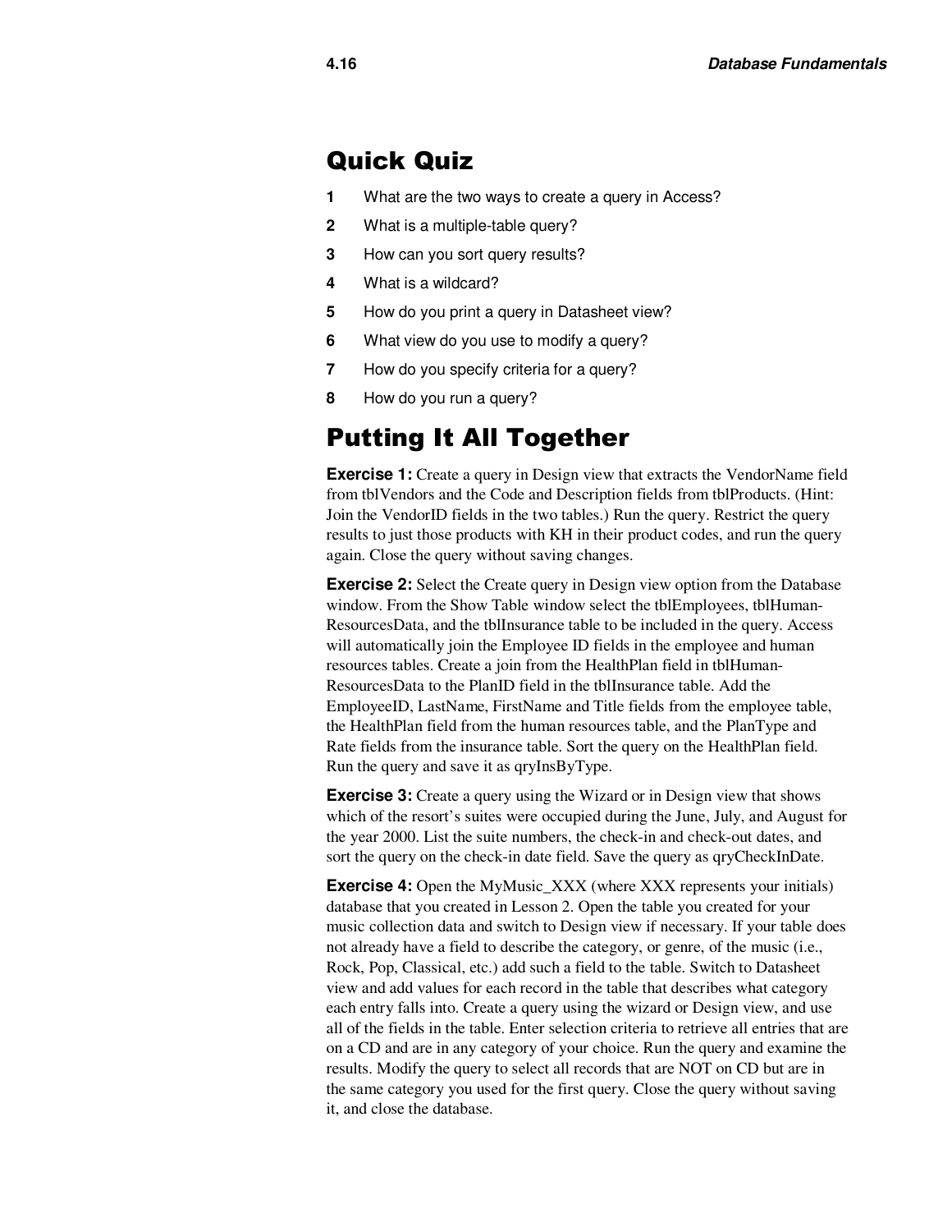## Quick Quiz

1. What are the two ways to create a query in Access?
2. What is a multiple-table query?
3. How can you sort query results?
4. What is a wildcard?
5. How do you print a query in Datasheet view?
6. What view do you use to modify a query?
7. How do you specify criteria for a query?
8. How do you run a query?

## Putting It All Together

**Exercise 1:** Create a query in Design view that extracts the VendorName field from tblVendors and the Code and Description fields from tblProducts. (Hint: Join the VendorID fields in the two tables.) Run the query. Restrict the query results to just those products with KH in their product codes, and run the query again. Close the query without saving changes.

**Exercise 2:** Select the Create query in Design view option from the Database window. From the Show Table window select the tblEmployees, tblHuman-ResourcesData, and the tblInsurance table to be included in the query. Access will automatically join the Employee ID fields in the employee and human resources tables. Create a join from the HealthPlan field in tblHuman-ResourcesData to the PlanID field in the tblInsurance table. Add the EmployeeID, LastName, FirstName and Title fields from the employee table, the HealthPlan field from the human resources table, and the PlanType and Rate fields from the insurance table. Sort the query on the HealthPlan field. Run the query and save it as qryInsByType.

**Exercise 3:** Create a query using the Wizard or in Design view that shows which of the resort's suites were occupied during the June, July, and August for the year 2000. List the suite numbers, the check-in and check-out dates, and sort the query on the check-in date field. Save the query as qryCheckInDate.

**Exercise 4:** Open the MyMusic_XXX (where XXX represents your initials) database that you created in Lesson 2. Open the table you created for your music collection data and switch to Design view if necessary. If your table does not already have a field to describe the category, or genre, of the music (i.e., Rock, Pop, Classical, etc.) add such a field to the table. Switch to Datasheet view and add values for each record in the table that describes what category each entry falls into. Create a query using the wizard or Design view, and use all of the fields in the table. Enter selection criteria to retrieve all entries that are on a CD and are in any category of your choice. Run the query and examine the results. Modify the query to select all records that are NOT on CD but are in the same category you used for the first query. Close the query without saving it, and close the database.